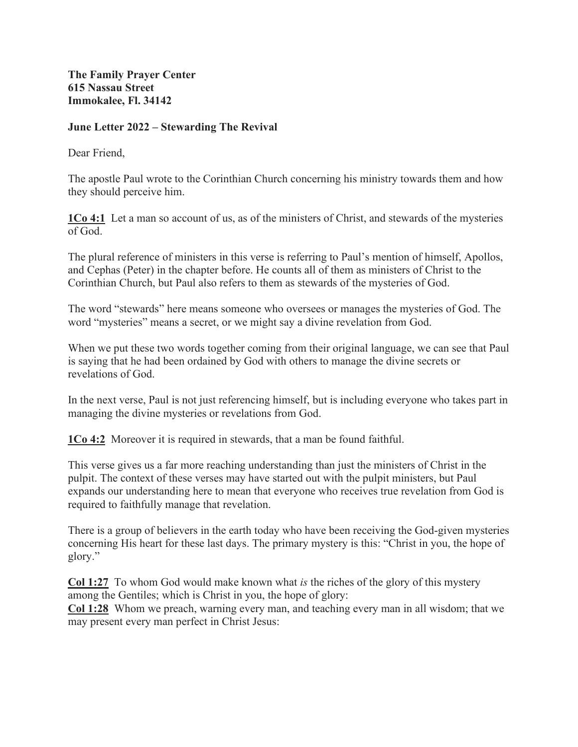**The Family Prayer Center**
**615 Nassau Street**
**Immokalee, Fl. 34142**

**June Letter 2022 – Stewarding The Revival**

Dear Friend,

The apostle Paul wrote to the Corinthian Church concerning his ministry towards them and how they should perceive him.

**1Co 4:1** Let a man so account of us, as of the ministers of Christ, and stewards of the mysteries of God.

The plural reference of ministers in this verse is referring to Paul's mention of himself, Apollos, and Cephas (Peter) in the chapter before. He counts all of them as ministers of Christ to the Corinthian Church, but Paul also refers to them as stewards of the mysteries of God.

The word "stewards" here means someone who oversees or manages the mysteries of God. The word "mysteries" means a secret, or we might say a divine revelation from God.

When we put these two words together coming from their original language, we can see that Paul is saying that he had been ordained by God with others to manage the divine secrets or revelations of God.

In the next verse, Paul is not just referencing himself, but is including everyone who takes part in managing the divine mysteries or revelations from God.

**1Co 4:2** Moreover it is required in stewards, that a man be found faithful.

This verse gives us a far more reaching understanding than just the ministers of Christ in the pulpit. The context of these verses may have started out with the pulpit ministers, but Paul expands our understanding here to mean that everyone who receives true revelation from God is required to faithfully manage that revelation.

There is a group of believers in the earth today who have been receiving the God-given mysteries concerning His heart for these last days. The primary mystery is this: "Christ in you, the hope of glory."

**Col 1:27** To whom God would make known what *is* the riches of the glory of this mystery among the Gentiles; which is Christ in you, the hope of glory:
**Col 1:28** Whom we preach, warning every man, and teaching every man in all wisdom; that we may present every man perfect in Christ Jesus: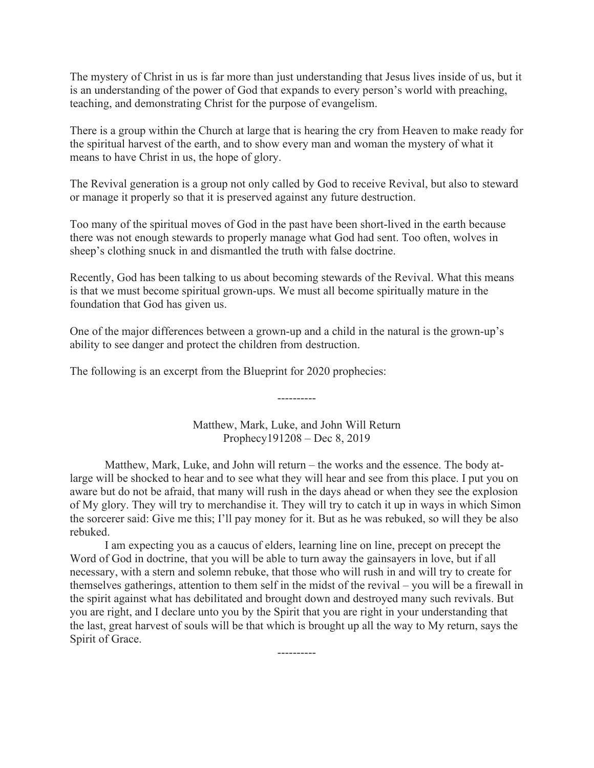The mystery of Christ in us is far more than just understanding that Jesus lives inside of us, but it is an understanding of the power of God that expands to every person's world with preaching, teaching, and demonstrating Christ for the purpose of evangelism.

There is a group within the Church at large that is hearing the cry from Heaven to make ready for the spiritual harvest of the earth, and to show every man and woman the mystery of what it means to have Christ in us, the hope of glory.

The Revival generation is a group not only called by God to receive Revival, but also to steward or manage it properly so that it is preserved against any future destruction.

Too many of the spiritual moves of God in the past have been short-lived in the earth because there was not enough stewards to properly manage what God had sent. Too often, wolves in sheep's clothing snuck in and dismantled the truth with false doctrine.

Recently, God has been talking to us about becoming stewards of the Revival. What this means is that we must become spiritual grown-ups. We must all become spiritually mature in the foundation that God has given us.

One of the major differences between a grown-up and a child in the natural is the grown-up's ability to see danger and protect the children from destruction.

The following is an excerpt from the Blueprint for 2020 prophecies:

----------

Matthew, Mark, Luke, and John Will Return
Prophecy191208 – Dec 8, 2019

Matthew, Mark, Luke, and John will return – the works and the essence. The body at-large will be shocked to hear and to see what they will hear and see from this place. I put you on aware but do not be afraid, that many will rush in the days ahead or when they see the explosion of My glory. They will try to merchandise it. They will try to catch it up in ways in which Simon the sorcerer said: Give me this; I'll pay money for it. But as he was rebuked, so will they be also rebuked.

I am expecting you as a caucus of elders, learning line on line, precept on precept the Word of God in doctrine, that you will be able to turn away the gainsayers in love, but if all necessary, with a stern and solemn rebuke, that those who will rush in and will try to create for themselves gatherings, attention to them self in the midst of the revival – you will be a firewall in the spirit against what has debilitated and brought down and destroyed many such revivals. But you are right, and I declare unto you by the Spirit that you are right in your understanding that the last, great harvest of souls will be that which is brought up all the way to My return, says the Spirit of Grace.

----------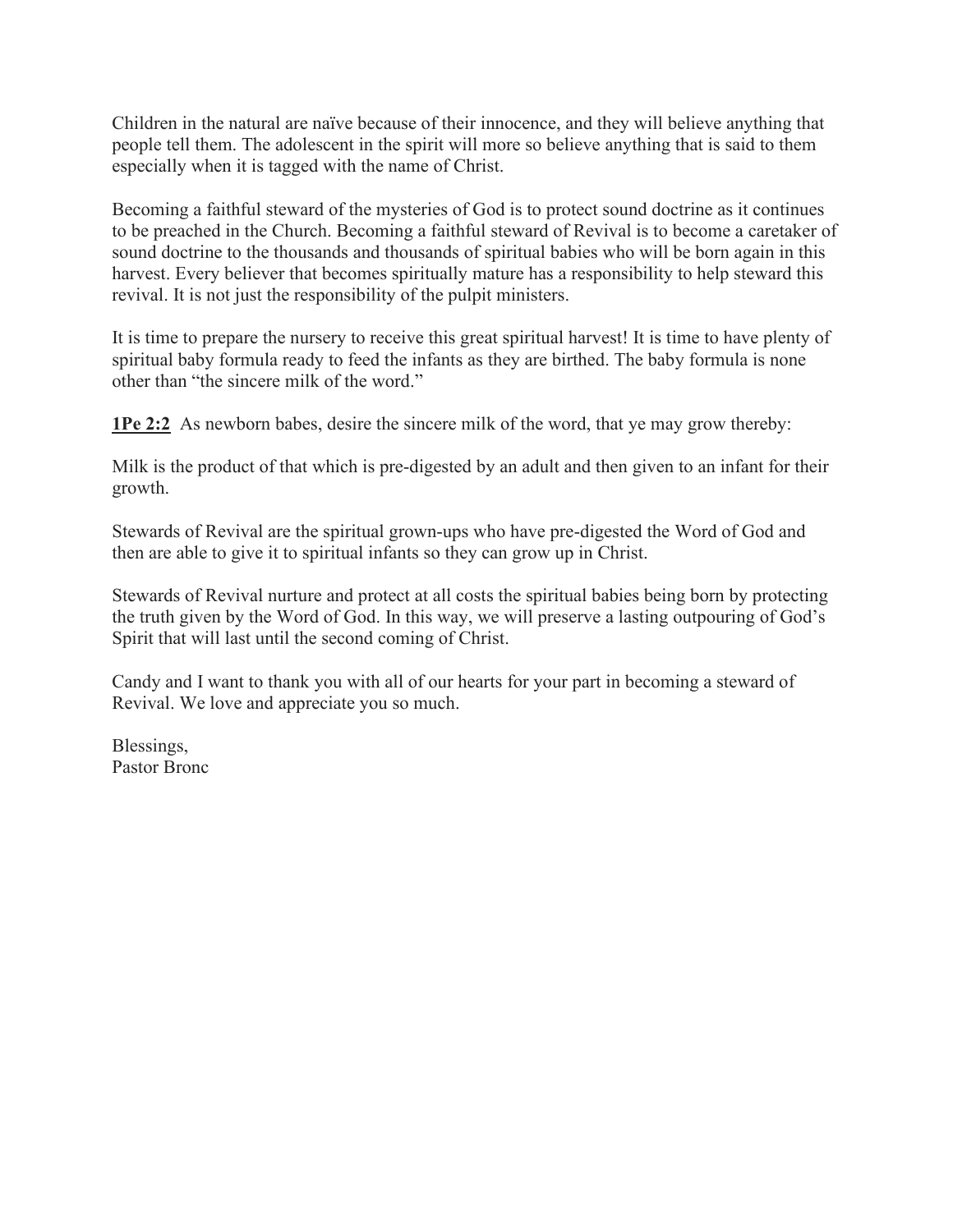Children in the natural are naïve because of their innocence, and they will believe anything that people tell them. The adolescent in the spirit will more so believe anything that is said to them especially when it is tagged with the name of Christ.

Becoming a faithful steward of the mysteries of God is to protect sound doctrine as it continues to be preached in the Church. Becoming a faithful steward of Revival is to become a caretaker of sound doctrine to the thousands and thousands of spiritual babies who will be born again in this harvest. Every believer that becomes spiritually mature has a responsibility to help steward this revival. It is not just the responsibility of the pulpit ministers.

It is time to prepare the nursery to receive this great spiritual harvest! It is time to have plenty of spiritual baby formula ready to feed the infants as they are birthed. The baby formula is none other than "the sincere milk of the word."

**1Pe 2:2** As newborn babes, desire the sincere milk of the word, that ye may grow thereby:

Milk is the product of that which is pre-digested by an adult and then given to an infant for their growth.

Stewards of Revival are the spiritual grown-ups who have pre-digested the Word of God and then are able to give it to spiritual infants so they can grow up in Christ.

Stewards of Revival nurture and protect at all costs the spiritual babies being born by protecting the truth given by the Word of God. In this way, we will preserve a lasting outpouring of God's Spirit that will last until the second coming of Christ.

Candy and I want to thank you with all of our hearts for your part in becoming a steward of Revival. We love and appreciate you so much.

Blessings,
Pastor Bronc